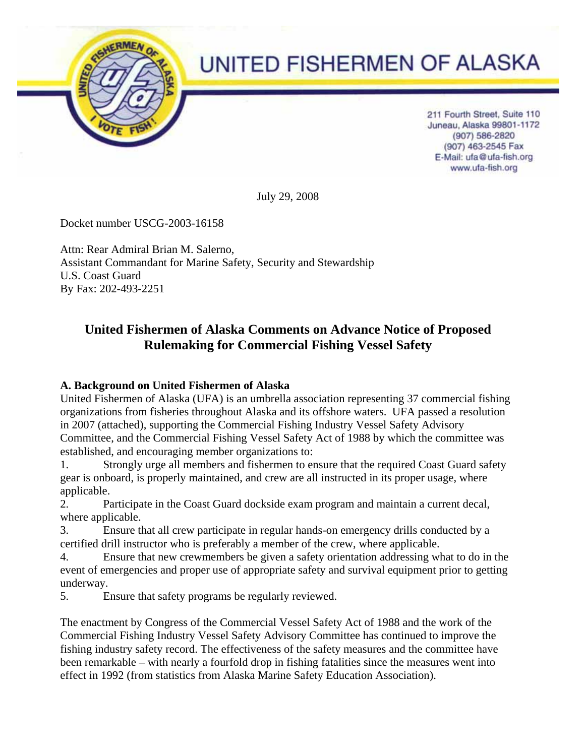# UNITED FISHERMEN OF ALASKA

211 Fourth Street, Suite 110
Juneau, Alaska 99801-1172
(907) 586-2820
(907) 463-2545 Fax
E-Mail: ufa@ufa-fish.org
www.ufa-fish.org

July 29, 2008

Docket number USCG-2003-16158

Attn: Rear Admiral Brian M. Salerno,
Assistant Commandant for Marine Safety, Security and Stewardship
U.S. Coast Guard
By Fax: 202-493-2251

## United Fishermen of Alaska Comments on Advance Notice of Proposed Rulemaking for Commercial Fishing Vessel Safety

### A. Background on United Fishermen of Alaska

United Fishermen of Alaska (UFA) is an umbrella association representing 37 commercial fishing organizations from fisheries throughout Alaska and its offshore waters. UFA passed a resolution in 2007 (attached), supporting the Commercial Fishing Industry Vessel Safety Advisory Committee, and the Commercial Fishing Vessel Safety Act of 1988 by which the committee was established, and encouraging member organizations to:

1. Strongly urge all members and fishermen to ensure that the required Coast Guard safety gear is onboard, is properly maintained, and crew are all instructed in its proper usage, where applicable.
2. Participate in the Coast Guard dockside exam program and maintain a current decal, where applicable.
3. Ensure that all crew participate in regular hands-on emergency drills conducted by a certified drill instructor who is preferably a member of the crew, where applicable.
4. Ensure that new crewmembers be given a safety orientation addressing what to do in the event of emergencies and proper use of appropriate safety and survival equipment prior to getting underway.
5. Ensure that safety programs be regularly reviewed.

The enactment by Congress of the Commercial Vessel Safety Act of 1988 and the work of the Commercial Fishing Industry Vessel Safety Advisory Committee has continued to improve the fishing industry safety record. The effectiveness of the safety measures and the committee have been remarkable – with nearly a fourfold drop in fishing fatalities since the measures went into effect in 1992 (from statistics from Alaska Marine Safety Education Association).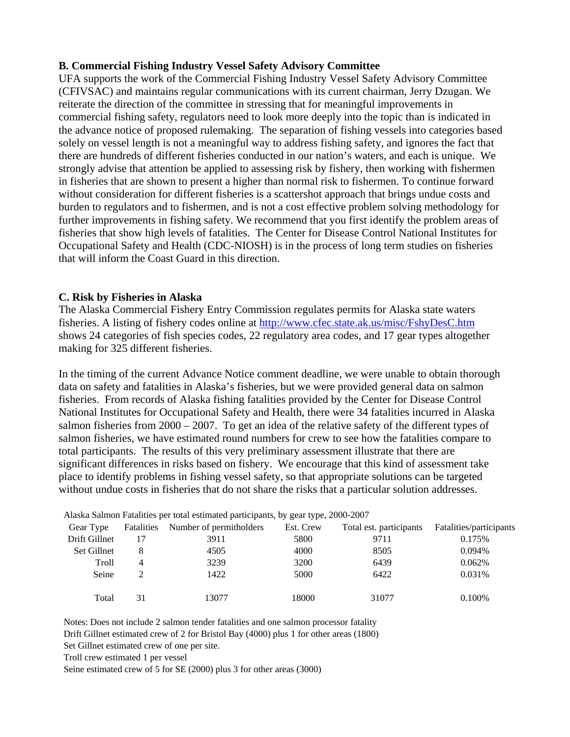### B. Commercial Fishing Industry Vessel Safety Advisory Committee

UFA supports the work of the Commercial Fishing Industry Vessel Safety Advisory Committee (CFIVSAC) and maintains regular communications with its current chairman, Jerry Dzugan. We reiterate the direction of the committee in stressing that for meaningful improvements in commercial fishing safety, regulators need to look more deeply into the topic than is indicated in the advance notice of proposed rulemaking. The separation of fishing vessels into categories based solely on vessel length is not a meaningful way to address fishing safety, and ignores the fact that there are hundreds of different fisheries conducted in our nation's waters, and each is unique. We strongly advise that attention be applied to assessing risk by fishery, then working with fishermen in fisheries that are shown to present a higher than normal risk to fishermen. To continue forward without consideration for different fisheries is a scattershot approach that brings undue costs and burden to regulators and to fishermen, and is not a cost effective problem solving methodology for further improvements in fishing safety. We recommend that you first identify the problem areas of fisheries that show high levels of fatalities. The Center for Disease Control National Institutes for Occupational Safety and Health (CDC-NIOSH) is in the process of long term studies on fisheries that will inform the Coast Guard in this direction.

### C. Risk by Fisheries in Alaska

The Alaska Commercial Fishery Entry Commission regulates permits for Alaska state waters fisheries. A listing of fishery codes online at http://www.cfec.state.ak.us/misc/FshyDesC.htm shows 24 categories of fish species codes, 22 regulatory area codes, and 17 gear types altogether making for 325 different fisheries.

In the timing of the current Advance Notice comment deadline, we were unable to obtain thorough data on safety and fatalities in Alaska's fisheries, but we were provided general data on salmon fisheries. From records of Alaska fishing fatalities provided by the Center for Disease Control National Institutes for Occupational Safety and Health, there were 34 fatalities incurred in Alaska salmon fisheries from 2000 – 2007. To get an idea of the relative safety of the different types of salmon fisheries, we have estimated round numbers for crew to see how the fatalities compare to total participants. The results of this very preliminary assessment illustrate that there are significant differences in risks based on fishery. We encourage that this kind of assessment take place to identify problems in fishing vessel safety, so that appropriate solutions can be targeted without undue costs in fisheries that do not share the risks that a particular solution addresses.

Alaska Salmon Fatalities per total estimated participants, by gear type, 2000-2007

| Gear Type | Fatalities | Number of permitholders | Est. Crew | Total est. participants | Fatalities/participants |
|---|---|---|---|---|---|
| Drift Gillnet | 17 | 3911 | 5800 | 9711 | 0.175% |
| Set Gillnet | 8 | 4505 | 4000 | 8505 | 0.094% |
| Troll | 4 | 3239 | 3200 | 6439 | 0.062% |
| Seine | 2 | 1422 | 5000 | 6422 | 0.031% |
| Total | 31 | 13077 | 18000 | 31077 | 0.100% |

Notes: Does not include 2 salmon tender fatalities and one salmon processor fatality
Drift Gillnet estimated crew of 2 for Bristol Bay (4000) plus 1 for other areas (1800)
Set Gillnet estimated crew of one per site.
Troll crew estimated 1 per vessel
Seine estimated crew of 5 for SE (2000) plus 3 for other areas (3000)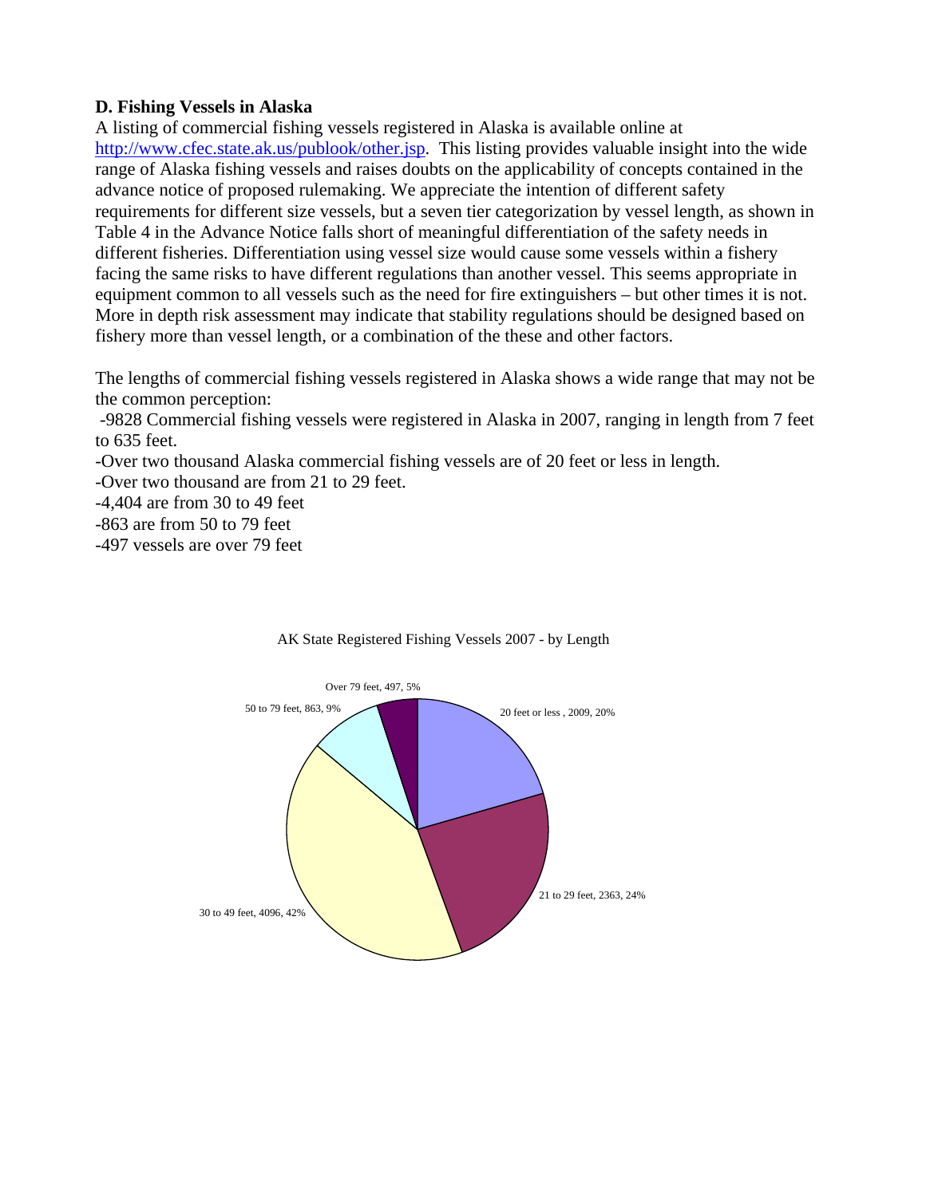### D. Fishing Vessels in Alaska

A listing of commercial fishing vessels registered in Alaska is available online at http://www.cfec.state.ak.us/publook/other.jsp. This listing provides valuable insight into the wide range of Alaska fishing vessels and raises doubts on the applicability of concepts contained in the advance notice of proposed rulemaking. We appreciate the intention of different safety requirements for different size vessels, but a seven tier categorization by vessel length, as shown in Table 4 in the Advance Notice falls short of meaningful differentiation of the safety needs in different fisheries. Differentiation using vessel size would cause some vessels within a fishery facing the same risks to have different regulations than another vessel. This seems appropriate in equipment common to all vessels such as the need for fire extinguishers – but other times it is not. More in depth risk assessment may indicate that stability regulations should be designed based on fishery more than vessel length, or a combination of the these and other factors.

The lengths of commercial fishing vessels registered in Alaska shows a wide range that may not be the common perception:

- 9828 Commercial fishing vessels were registered in Alaska in 2007, ranging in length from 7 feet to 635 feet.
- Over two thousand Alaska commercial fishing vessels are of 20 feet or less in length.
- Over two thousand are from 21 to 29 feet.
- 4,404 are from 30 to 49 feet
- 863 are from 50 to 79 feet
- 497 vessels are over 79 feet

AK State Registered Fishing Vessels 2007 - by Length

| Length | Vessels | Percent |
|---|---|---|
| 20 feet or less | 2009 | 20% |
| 21 to 29 feet | 2363 | 24% |
| 30 to 49 feet | 4096 | 42% |
| 50 to 79 feet | 863 | 9% |
| Over 79 feet | 497 | 5% |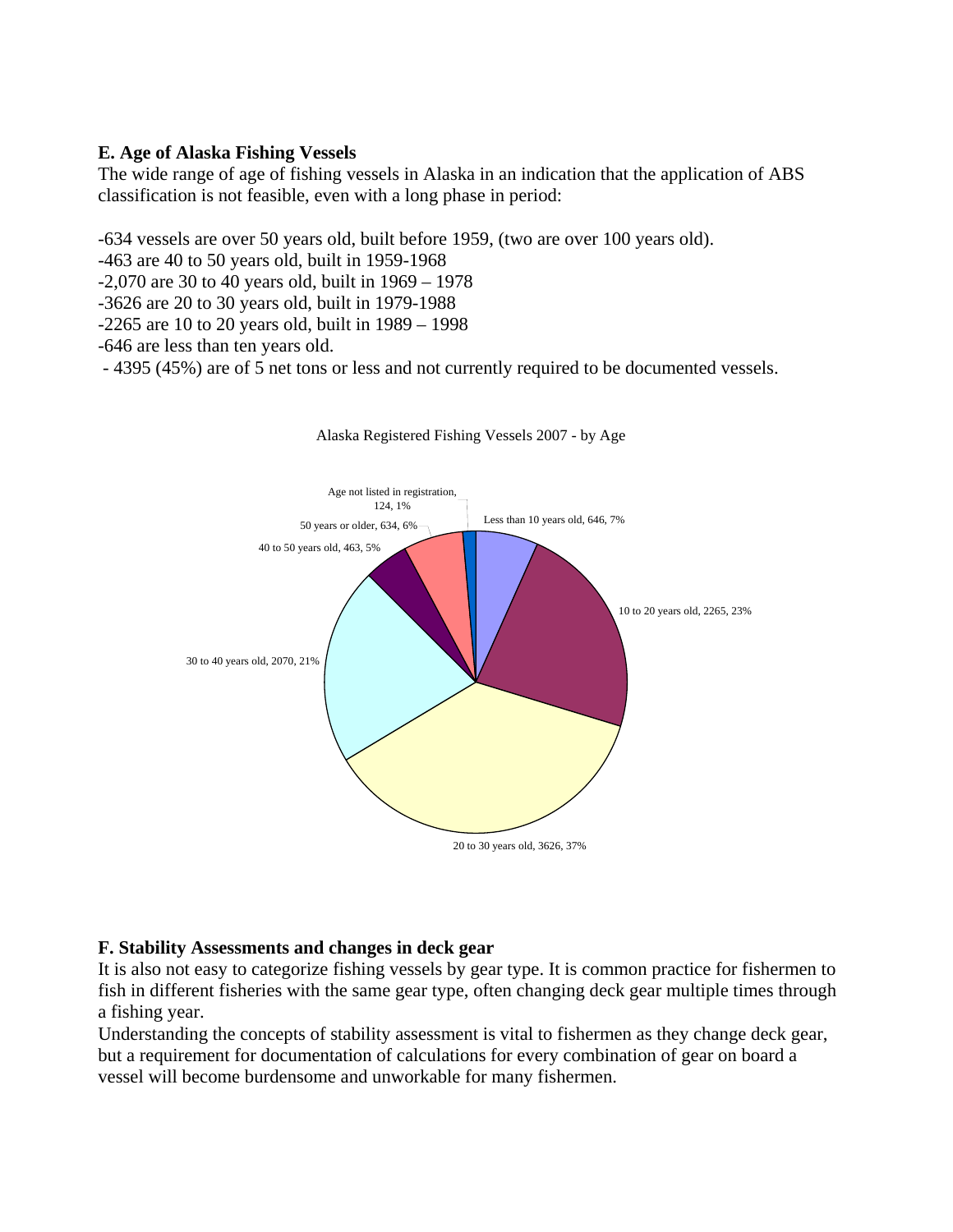**E. Age of Alaska Fishing Vessels**

The wide range of age of fishing vessels in Alaska in an indication that the application of ABS classification is not feasible, even with a long phase in period:

-634 vessels are over 50 years old, built before 1959, (two are over 100 years old).
-463 are 40 to 50 years old, built in 1959-1968
-2,070 are 30 to 40 years old, built in 1969 – 1978
-3626 are 20 to 30 years old, built in 1979-1988
-2265 are 10 to 20 years old, built in 1989 – 1998
-646 are less than ten years old.
- 4395 (45%) are of 5 net tons or less and not currently required to be documented vessels.

Alaska Registered Fishing Vessels 2007 - by Age

| Category | Count | Percent |
| --- | --- | --- |
| Less than 10 years old | 646 | 7% |
| 10 to 20 years old | 2265 | 23% |
| 20 to 30 years old | 3626 | 37% |
| 30 to 40 years old | 2070 | 21% |
| 40 to 50 years old | 463 | 5% |
| 50 years or older | 634 | 6% |
| Age not listed in registration | 124 | 1% |

**F. Stability Assessments and changes in deck gear**

It is also not easy to categorize fishing vessels by gear type. It is common practice for fishermen to fish in different fisheries with the same gear type, often changing deck gear multiple times through a fishing year.

Understanding the concepts of stability assessment is vital to fishermen as they change deck gear, but a requirement for documentation of calculations for every combination of gear on board a vessel will become burdensome and unworkable for many fishermen.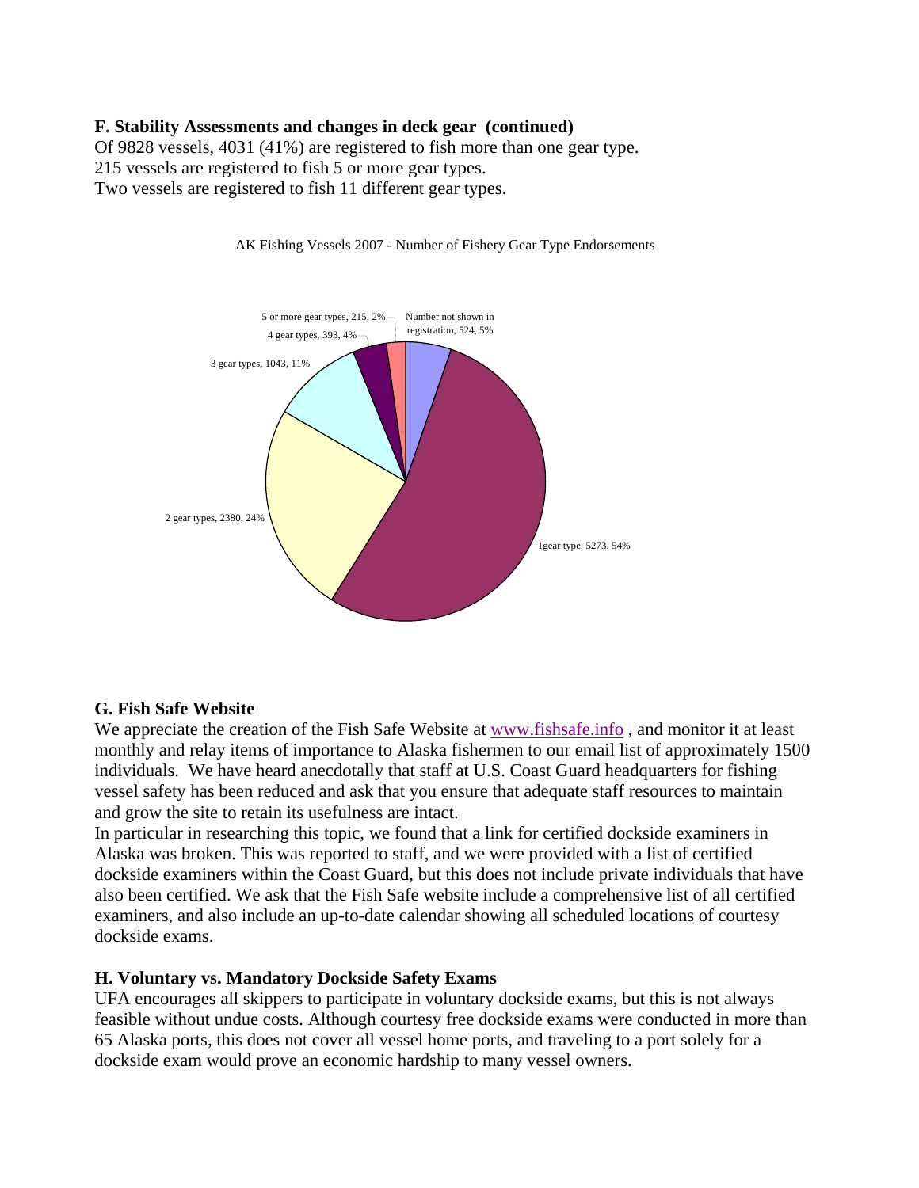### F. Stability Assessments and changes in deck gear (continued)

Of 9828 vessels, 4031 (41%) are registered to fish more than one gear type.
215 vessels are registered to fish 5 or more gear types.
Two vessels are registered to fish 11 different gear types.

AK Fishing Vessels 2007 - Number of Fishery Gear Type Endorsements

- Number not shown in registration, 524, 5%
- 1gear type, 5273, 54%
- 2 gear types, 2380, 24%
- 3 gear types, 1043, 11%
- 4 gear types, 393, 4%
- 5 or more gear types, 215, 2%

### G. Fish Safe Website

We appreciate the creation of the Fish Safe Website at www.fishsafe.info , and monitor it at least monthly and relay items of importance to Alaska fishermen to our email list of approximately 1500 individuals. We have heard anecdotally that staff at U.S. Coast Guard headquarters for fishing vessel safety has been reduced and ask that you ensure that adequate staff resources to maintain and grow the site to retain its usefulness are intact.

In particular in researching this topic, we found that a link for certified dockside examiners in Alaska was broken. This was reported to staff, and we were provided with a list of certified dockside examiners within the Coast Guard, but this does not include private individuals that have also been certified. We ask that the Fish Safe website include a comprehensive list of all certified examiners, and also include an up-to-date calendar showing all scheduled locations of courtesy dockside exams.

### H. Voluntary vs. Mandatory Dockside Safety Exams

UFA encourages all skippers to participate in voluntary dockside exams, but this is not always feasible without undue costs. Although courtesy free dockside exams were conducted in more than 65 Alaska ports, this does not cover all vessel home ports, and traveling to a port solely for a dockside exam would prove an economic hardship to many vessel owners.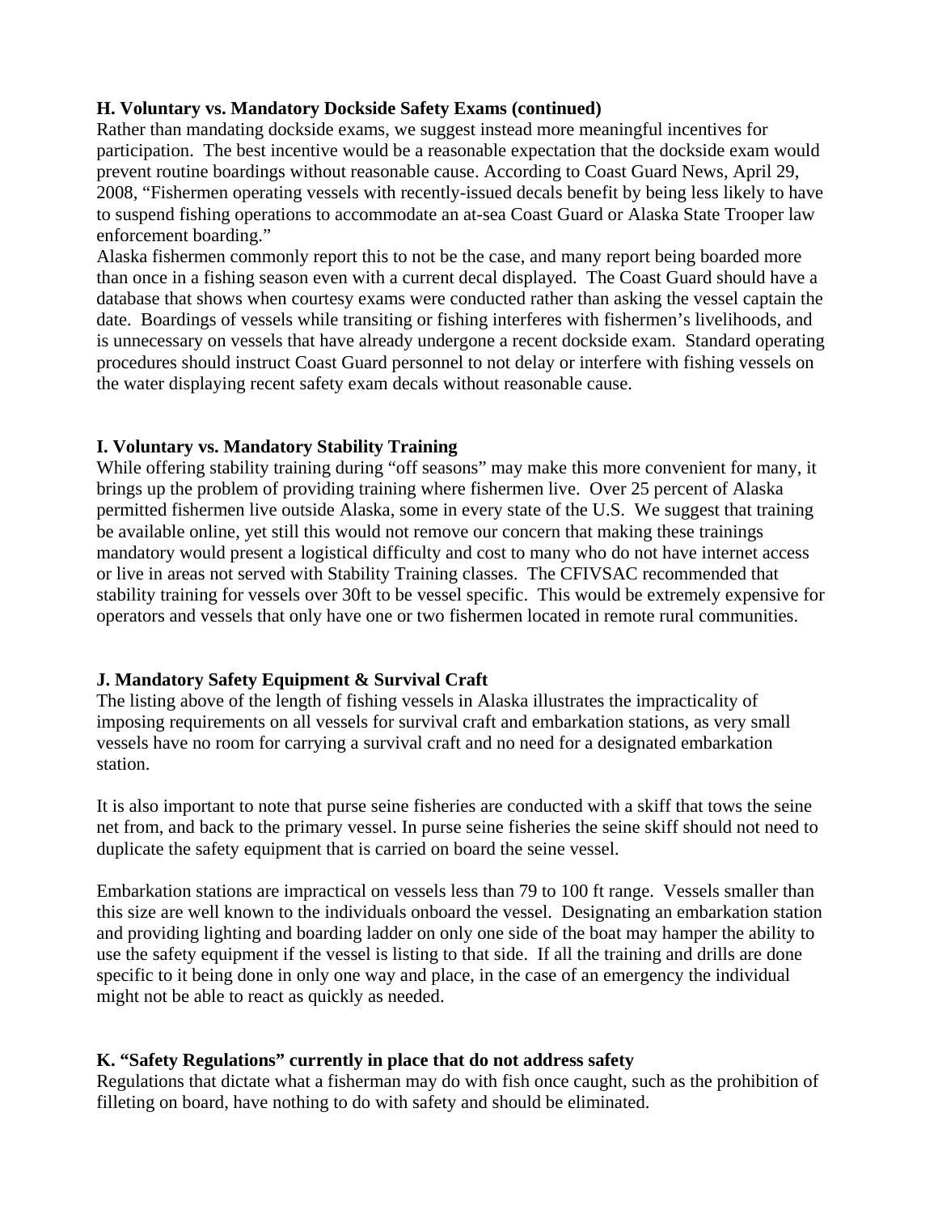**H. Voluntary vs. Mandatory Dockside Safety Exams (continued)**

Rather than mandating dockside exams, we suggest instead more meaningful incentives for participation. The best incentive would be a reasonable expectation that the dockside exam would prevent routine boardings without reasonable cause. According to Coast Guard News, April 29, 2008, "Fishermen operating vessels with recently-issued decals benefit by being less likely to have to suspend fishing operations to accommodate an at-sea Coast Guard or Alaska State Trooper law enforcement boarding."

Alaska fishermen commonly report this to not be the case, and many report being boarded more than once in a fishing season even with a current decal displayed. The Coast Guard should have a database that shows when courtesy exams were conducted rather than asking the vessel captain the date. Boardings of vessels while transiting or fishing interferes with fishermen's livelihoods, and is unnecessary on vessels that have already undergone a recent dockside exam. Standard operating procedures should instruct Coast Guard personnel to not delay or interfere with fishing vessels on the water displaying recent safety exam decals without reasonable cause.

**I. Voluntary vs. Mandatory Stability Training**

While offering stability training during "off seasons" may make this more convenient for many, it brings up the problem of providing training where fishermen live. Over 25 percent of Alaska permitted fishermen live outside Alaska, some in every state of the U.S. We suggest that training be available online, yet still this would not remove our concern that making these trainings mandatory would present a logistical difficulty and cost to many who do not have internet access or live in areas not served with Stability Training classes. The CFIVSAC recommended that stability training for vessels over 30ft to be vessel specific. This would be extremely expensive for operators and vessels that only have one or two fishermen located in remote rural communities.

**J. Mandatory Safety Equipment & Survival Craft**

The listing above of the length of fishing vessels in Alaska illustrates the impracticality of imposing requirements on all vessels for survival craft and embarkation stations, as very small vessels have no room for carrying a survival craft and no need for a designated embarkation station.

It is also important to note that purse seine fisheries are conducted with a skiff that tows the seine net from, and back to the primary vessel. In purse seine fisheries the seine skiff should not need to duplicate the safety equipment that is carried on board the seine vessel.

Embarkation stations are impractical on vessels less than 79 to 100 ft range. Vessels smaller than this size are well known to the individuals onboard the vessel. Designating an embarkation station and providing lighting and boarding ladder on only one side of the boat may hamper the ability to use the safety equipment if the vessel is listing to that side. If all the training and drills are done specific to it being done in only one way and place, in the case of an emergency the individual might not be able to react as quickly as needed.

**K. "Safety Regulations" currently in place that do not address safety**

Regulations that dictate what a fisherman may do with fish once caught, such as the prohibition of filleting on board, have nothing to do with safety and should be eliminated.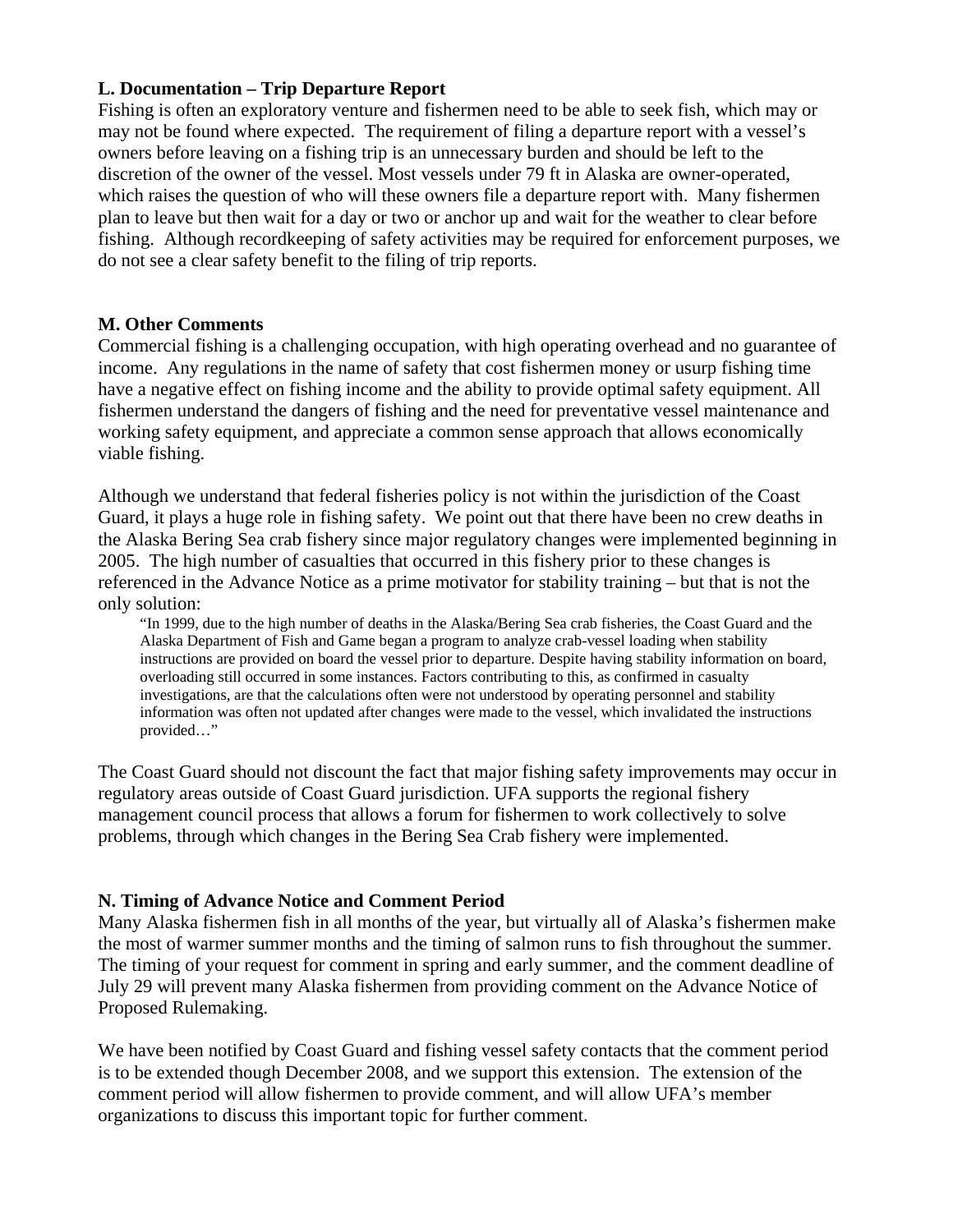**L. Documentation – Trip Departure Report**

Fishing is often an exploratory venture and fishermen need to be able to seek fish, which may or may not be found where expected. The requirement of filing a departure report with a vessel's owners before leaving on a fishing trip is an unnecessary burden and should be left to the discretion of the owner of the vessel. Most vessels under 79 ft in Alaska are owner-operated, which raises the question of who will these owners file a departure report with. Many fishermen plan to leave but then wait for a day or two or anchor up and wait for the weather to clear before fishing. Although recordkeeping of safety activities may be required for enforcement purposes, we do not see a clear safety benefit to the filing of trip reports.

**M. Other Comments**

Commercial fishing is a challenging occupation, with high operating overhead and no guarantee of income. Any regulations in the name of safety that cost fishermen money or usurp fishing time have a negative effect on fishing income and the ability to provide optimal safety equipment. All fishermen understand the dangers of fishing and the need for preventative vessel maintenance and working safety equipment, and appreciate a common sense approach that allows economically viable fishing.

Although we understand that federal fisheries policy is not within the jurisdiction of the Coast Guard, it plays a huge role in fishing safety. We point out that there have been no crew deaths in the Alaska Bering Sea crab fishery since major regulatory changes were implemented beginning in 2005. The high number of casualties that occurred in this fishery prior to these changes is referenced in the Advance Notice as a prime motivator for stability training – but that is not the only solution:

> "In 1999, due to the high number of deaths in the Alaska/Bering Sea crab fisheries, the Coast Guard and the Alaska Department of Fish and Game began a program to analyze crab-vessel loading when stability instructions are provided on board the vessel prior to departure. Despite having stability information on board, overloading still occurred in some instances. Factors contributing to this, as confirmed in casualty investigations, are that the calculations often were not understood by operating personnel and stability information was often not updated after changes were made to the vessel, which invalidated the instructions provided…"

The Coast Guard should not discount the fact that major fishing safety improvements may occur in regulatory areas outside of Coast Guard jurisdiction. UFA supports the regional fishery management council process that allows a forum for fishermen to work collectively to solve problems, through which changes in the Bering Sea Crab fishery were implemented.

**N. Timing of Advance Notice and Comment Period**

Many Alaska fishermen fish in all months of the year, but virtually all of Alaska's fishermen make the most of warmer summer months and the timing of salmon runs to fish throughout the summer. The timing of your request for comment in spring and early summer, and the comment deadline of July 29 will prevent many Alaska fishermen from providing comment on the Advance Notice of Proposed Rulemaking.

We have been notified by Coast Guard and fishing vessel safety contacts that the comment period is to be extended though December 2008, and we support this extension. The extension of the comment period will allow fishermen to provide comment, and will allow UFA's member organizations to discuss this important topic for further comment.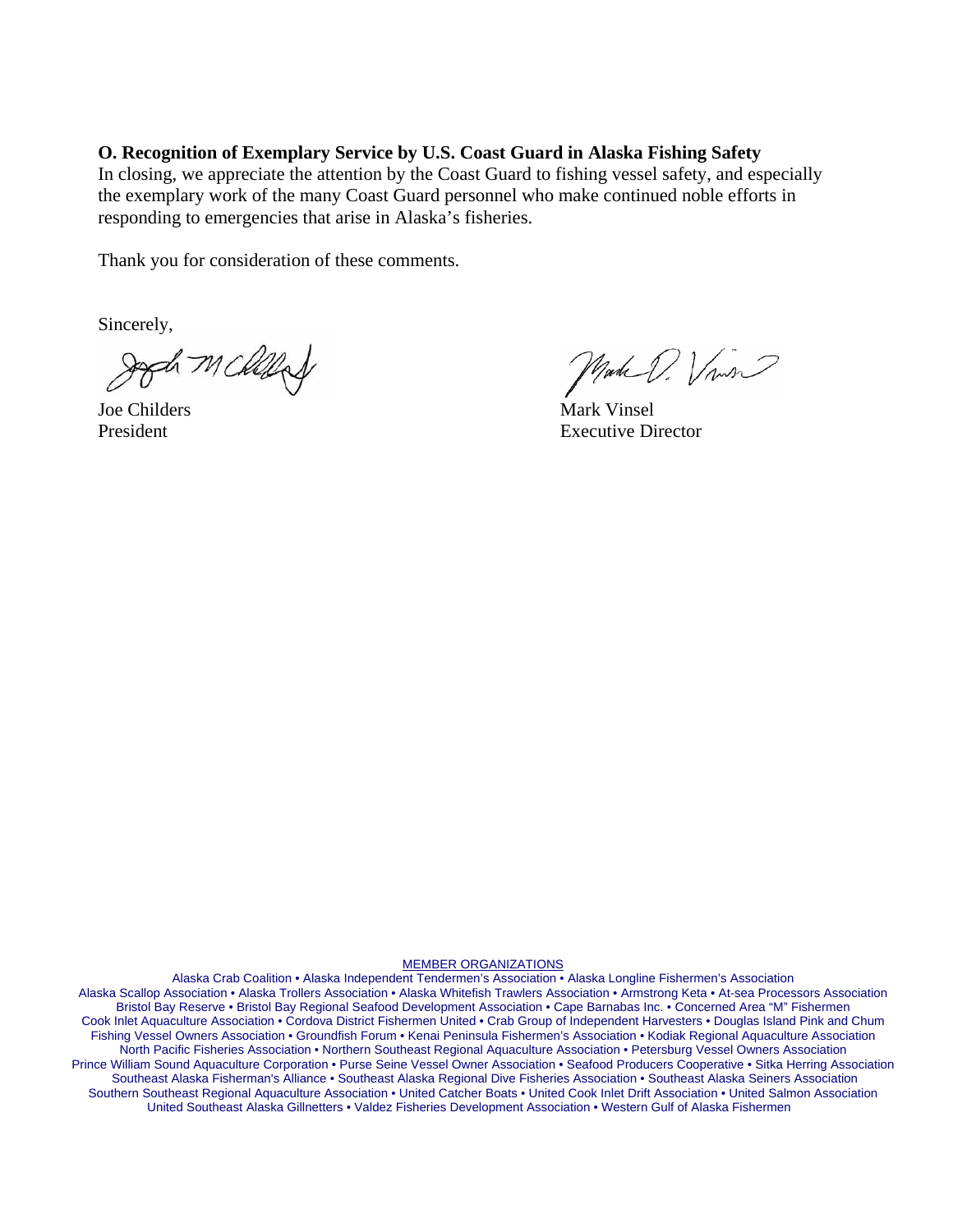**O. Recognition of Exemplary Service by U.S. Coast Guard in Alaska Fishing Safety**

In closing, we appreciate the attention by the Coast Guard to fishing vessel safety, and especially the exemplary work of the many Coast Guard personnel who make continued noble efforts in responding to emergencies that arise in Alaska's fisheries.

Thank you for consideration of these comments.

Sincerely,

Joe Childers
President

Mark Vinsel
Executive Director

MEMBER ORGANIZATIONS

Alaska Crab Coalition • Alaska Independent Tendermen's Association • Alaska Longline Fishermen's Association
Alaska Scallop Association • Alaska Trollers Association • Alaska Whitefish Trawlers Association • Armstrong Keta • At-sea Processors Association
Bristol Bay Reserve • Bristol Bay Regional Seafood Development Association • Cape Barnabas Inc. • Concerned Area "M" Fishermen
Cook Inlet Aquaculture Association • Cordova District Fishermen United • Crab Group of Independent Harvesters • Douglas Island Pink and Chum
Fishing Vessel Owners Association • Groundfish Forum • Kenai Peninsula Fishermen's Association • Kodiak Regional Aquaculture Association
North Pacific Fisheries Association • Northern Southeast Regional Aquaculture Association • Petersburg Vessel Owners Association
Prince William Sound Aquaculture Corporation • Purse Seine Vessel Owner Association • Seafood Producers Cooperative • Sitka Herring Association
Southeast Alaska Fisherman's Alliance • Southeast Alaska Regional Dive Fisheries Association • Southeast Alaska Seiners Association
Southern Southeast Regional Aquaculture Association • United Catcher Boats • United Cook Inlet Drift Association • United Salmon Association
United Southeast Alaska Gillnetters • Valdez Fisheries Development Association • Western Gulf of Alaska Fishermen